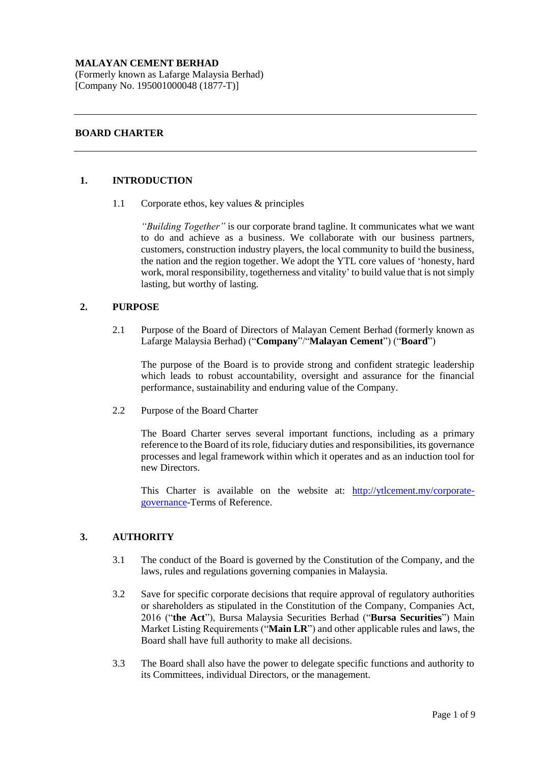**MALAYAN CEMENT BERHAD**
(Formerly known as Lafarge Malaysia Berhad)
[Company No. 195001000048 (1877-T)]

---

## BOARD CHARTER

---

### 1. INTRODUCTION

1.1 Corporate ethos, key values & principles

*"Building Together"* is our corporate brand tagline. It communicates what we want to do and achieve as a business. We collaborate with our business partners, customers, construction industry players, the local community to build the business, the nation and the region together. We adopt the YTL core values of 'honesty, hard work, moral responsibility, togetherness and vitality' to build value that is not simply lasting, but worthy of lasting.

### 2. PURPOSE

2.1 Purpose of the Board of Directors of Malayan Cement Berhad (formerly known as Lafarge Malaysia Berhad) ("**Company**"/"**Malayan Cement**") ("**Board**")

The purpose of the Board is to provide strong and confident strategic leadership which leads to robust accountability, oversight and assurance for the financial performance, sustainability and enduring value of the Company.

2.2 Purpose of the Board Charter

The Board Charter serves several important functions, including as a primary reference to the Board of its role, fiduciary duties and responsibilities, its governance processes and legal framework within which it operates and as an induction tool for new Directors.

This Charter is available on the website at: [http://ytlcement.my/corporate-governance](http://ytlcement.my/corporate-governance)-Terms of Reference.

### 3. AUTHORITY

3.1 The conduct of the Board is governed by the Constitution of the Company, and the laws, rules and regulations governing companies in Malaysia.

3.2 Save for specific corporate decisions that require approval of regulatory authorities or shareholders as stipulated in the Constitution of the Company, Companies Act, 2016 ("**the Act**"), Bursa Malaysia Securities Berhad ("**Bursa Securities**") Main Market Listing Requirements ("**Main LR**") and other applicable rules and laws, the Board shall have full authority to make all decisions.

3.3 The Board shall also have the power to delegate specific functions and authority to its Committees, individual Directors, or the management.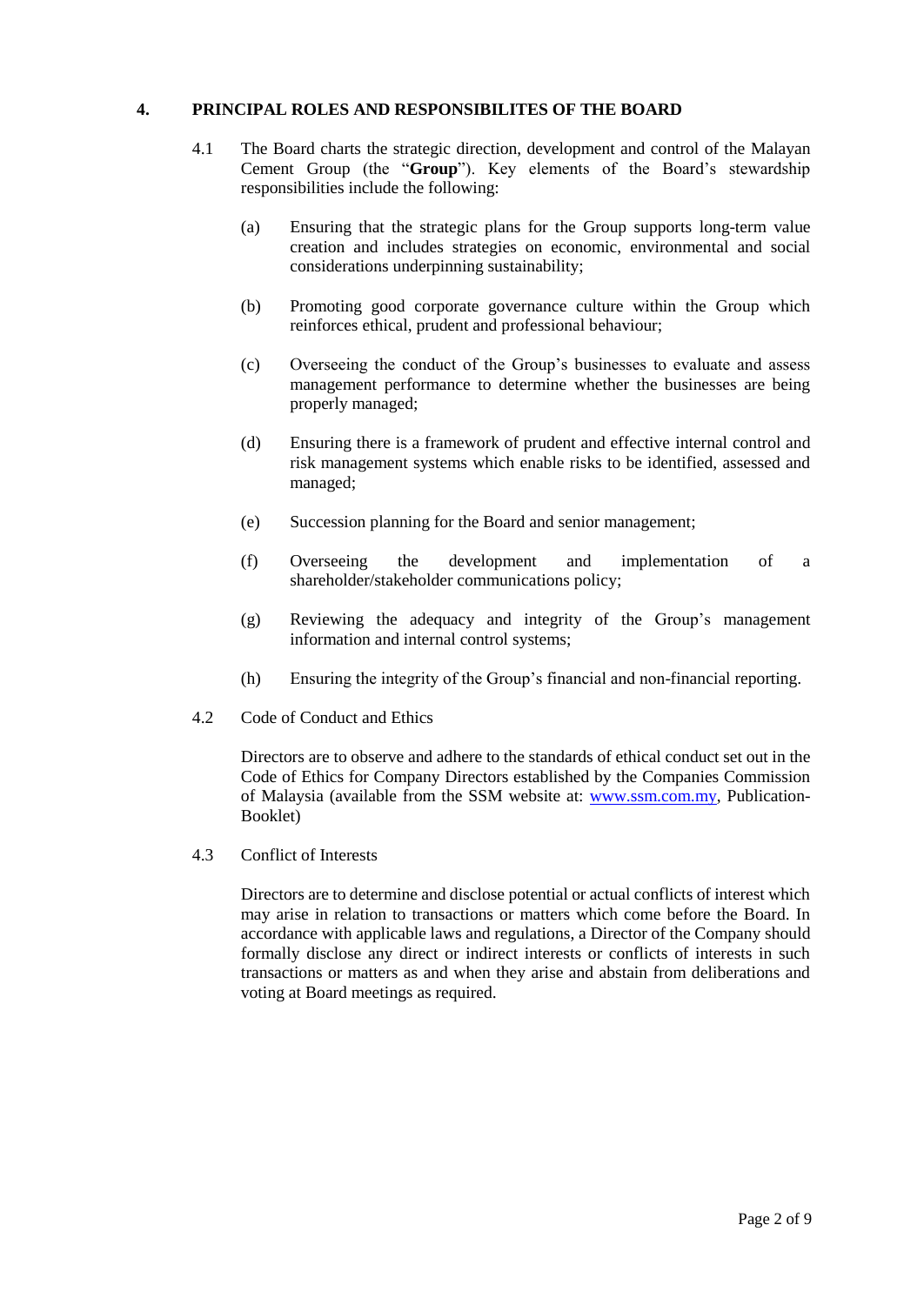## 4. PRINCIPAL ROLES AND RESPONSIBILITES OF THE BOARD

4.1 The Board charts the strategic direction, development and control of the Malayan Cement Group (the "**Group**"). Key elements of the Board's stewardship responsibilities include the following:

(a) Ensuring that the strategic plans for the Group supports long-term value creation and includes strategies on economic, environmental and social considerations underpinning sustainability;

(b) Promoting good corporate governance culture within the Group which reinforces ethical, prudent and professional behaviour;

(c) Overseeing the conduct of the Group's businesses to evaluate and assess management performance to determine whether the businesses are being properly managed;

(d) Ensuring there is a framework of prudent and effective internal control and risk management systems which enable risks to be identified, assessed and managed;

(e) Succession planning for the Board and senior management;

(f) Overseeing the development and implementation of a shareholder/stakeholder communications policy;

(g) Reviewing the adequacy and integrity of the Group's management information and internal control systems;

(h) Ensuring the integrity of the Group's financial and non-financial reporting.

4.2 Code of Conduct and Ethics

Directors are to observe and adhere to the standards of ethical conduct set out in the Code of Ethics for Company Directors established by the Companies Commission of Malaysia (available from the SSM website at: [www.ssm.com.my](http://www.ssm.com.my), Publication-Booklet)

4.3 Conflict of Interests

Directors are to determine and disclose potential or actual conflicts of interest which may arise in relation to transactions or matters which come before the Board. In accordance with applicable laws and regulations, a Director of the Company should formally disclose any direct or indirect interests or conflicts of interests in such transactions or matters as and when they arise and abstain from deliberations and voting at Board meetings as required.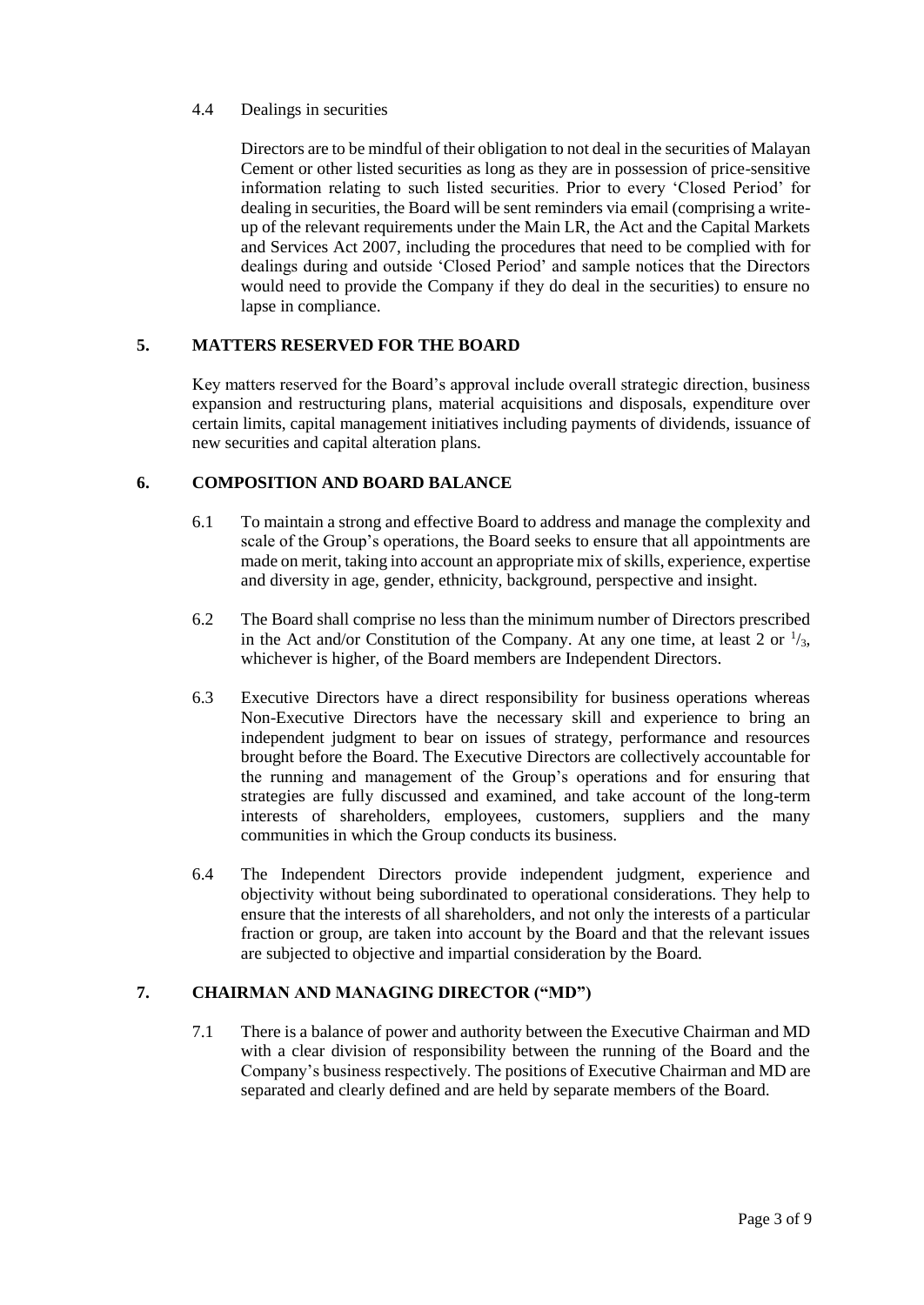4.4 Dealings in securities

Directors are to be mindful of their obligation to not deal in the securities of Malayan Cement or other listed securities as long as they are in possession of price-sensitive information relating to such listed securities. Prior to every 'Closed Period' for dealing in securities, the Board will be sent reminders via email (comprising a write-up of the relevant requirements under the Main LR, the Act and the Capital Markets and Services Act 2007, including the procedures that need to be complied with for dealings during and outside 'Closed Period' and sample notices that the Directors would need to provide the Company if they do deal in the securities) to ensure no lapse in compliance.

## 5. MATTERS RESERVED FOR THE BOARD

Key matters reserved for the Board's approval include overall strategic direction, business expansion and restructuring plans, material acquisitions and disposals, expenditure over certain limits, capital management initiatives including payments of dividends, issuance of new securities and capital alteration plans.

## 6. COMPOSITION AND BOARD BALANCE

6.1 To maintain a strong and effective Board to address and manage the complexity and scale of the Group's operations, the Board seeks to ensure that all appointments are made on merit, taking into account an appropriate mix of skills, experience, expertise and diversity in age, gender, ethnicity, background, perspective and insight.

6.2 The Board shall comprise no less than the minimum number of Directors prescribed in the Act and/or Constitution of the Company. At any one time, at least 2 or $^{1}/_{3}$, whichever is higher, of the Board members are Independent Directors.

6.3 Executive Directors have a direct responsibility for business operations whereas Non-Executive Directors have the necessary skill and experience to bring an independent judgment to bear on issues of strategy, performance and resources brought before the Board. The Executive Directors are collectively accountable for the running and management of the Group's operations and for ensuring that strategies are fully discussed and examined, and take account of the long-term interests of shareholders, employees, customers, suppliers and the many communities in which the Group conducts its business.

6.4 The Independent Directors provide independent judgment, experience and objectivity without being subordinated to operational considerations. They help to ensure that the interests of all shareholders, and not only the interests of a particular fraction or group, are taken into account by the Board and that the relevant issues are subjected to objective and impartial consideration by the Board.

## 7. CHAIRMAN AND MANAGING DIRECTOR ("MD")

7.1 There is a balance of power and authority between the Executive Chairman and MD with a clear division of responsibility between the running of the Board and the Company's business respectively. The positions of Executive Chairman and MD are separated and clearly defined and are held by separate members of the Board.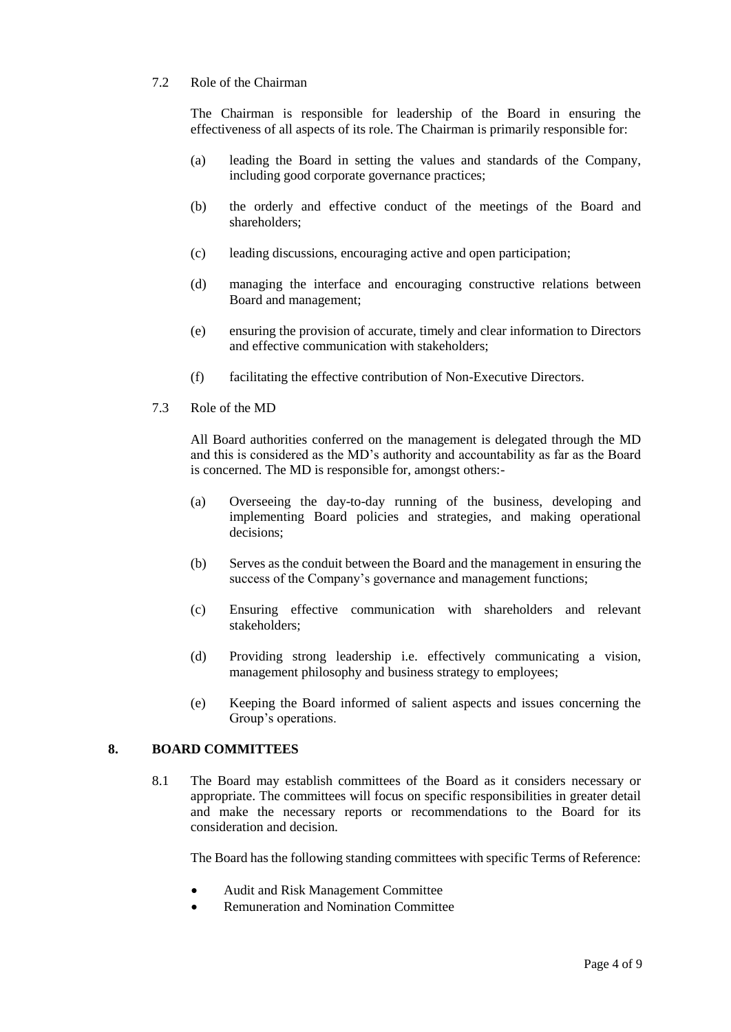7.2 Role of the Chairman

The Chairman is responsible for leadership of the Board in ensuring the effectiveness of all aspects of its role. The Chairman is primarily responsible for:

(a) leading the Board in setting the values and standards of the Company, including good corporate governance practices;

(b) the orderly and effective conduct of the meetings of the Board and shareholders;

(c) leading discussions, encouraging active and open participation;

(d) managing the interface and encouraging constructive relations between Board and management;

(e) ensuring the provision of accurate, timely and clear information to Directors and effective communication with stakeholders;

(f) facilitating the effective contribution of Non-Executive Directors.

7.3 Role of the MD

All Board authorities conferred on the management is delegated through the MD and this is considered as the MD's authority and accountability as far as the Board is concerned. The MD is responsible for, amongst others:-

(a) Overseeing the day-to-day running of the business, developing and implementing Board policies and strategies, and making operational decisions;

(b) Serves as the conduit between the Board and the management in ensuring the success of the Company's governance and management functions;

(c) Ensuring effective communication with shareholders and relevant stakeholders;

(d) Providing strong leadership i.e. effectively communicating a vision, management philosophy and business strategy to employees;

(e) Keeping the Board informed of salient aspects and issues concerning the Group's operations.

## 8. BOARD COMMITTEES

8.1 The Board may establish committees of the Board as it considers necessary or appropriate. The committees will focus on specific responsibilities in greater detail and make the necessary reports or recommendations to the Board for its consideration and decision.

The Board has the following standing committees with specific Terms of Reference:

- Audit and Risk Management Committee
- Remuneration and Nomination Committee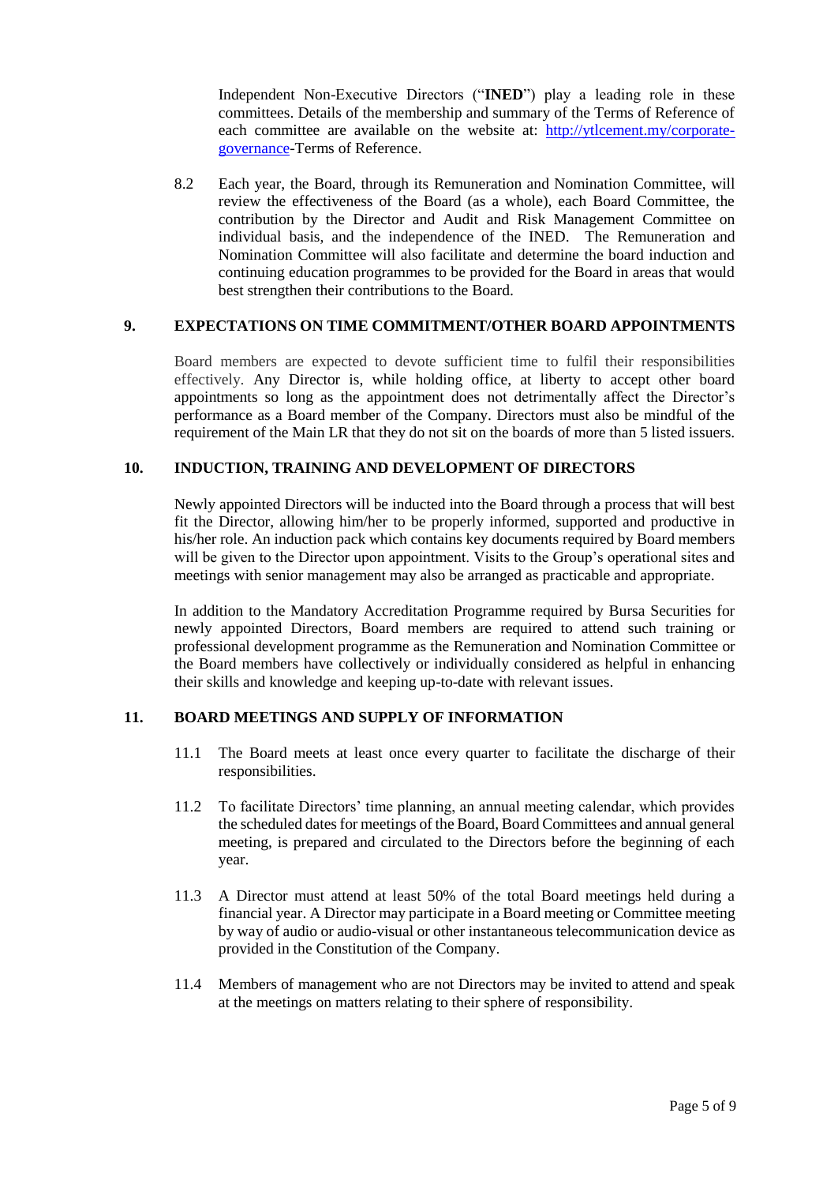Independent Non-Executive Directors ("**INED**") play a leading role in these committees. Details of the membership and summary of the Terms of Reference of each committee are available on the website at: [http://ytlcement.my/corporate-governance](http://ytlcement.my/corporate-governance)-Terms of Reference.

8.2 Each year, the Board, through its Remuneration and Nomination Committee, will review the effectiveness of the Board (as a whole), each Board Committee, the contribution by the Director and Audit and Risk Management Committee on individual basis, and the independence of the INED. The Remuneration and Nomination Committee will also facilitate and determine the board induction and continuing education programmes to be provided for the Board in areas that would best strengthen their contributions to the Board.

## 9. EXPECTATIONS ON TIME COMMITMENT/OTHER BOARD APPOINTMENTS

Board members are expected to devote sufficient time to fulfil their responsibilities effectively. Any Director is, while holding office, at liberty to accept other board appointments so long as the appointment does not detrimentally affect the Director's performance as a Board member of the Company. Directors must also be mindful of the requirement of the Main LR that they do not sit on the boards of more than 5 listed issuers.

## 10. INDUCTION, TRAINING AND DEVELOPMENT OF DIRECTORS

Newly appointed Directors will be inducted into the Board through a process that will best fit the Director, allowing him/her to be properly informed, supported and productive in his/her role. An induction pack which contains key documents required by Board members will be given to the Director upon appointment. Visits to the Group's operational sites and meetings with senior management may also be arranged as practicable and appropriate.

In addition to the Mandatory Accreditation Programme required by Bursa Securities for newly appointed Directors, Board members are required to attend such training or professional development programme as the Remuneration and Nomination Committee or the Board members have collectively or individually considered as helpful in enhancing their skills and knowledge and keeping up-to-date with relevant issues.

## 11. BOARD MEETINGS AND SUPPLY OF INFORMATION

11.1 The Board meets at least once every quarter to facilitate the discharge of their responsibilities.

11.2 To facilitate Directors' time planning, an annual meeting calendar, which provides the scheduled dates for meetings of the Board, Board Committees and annual general meeting, is prepared and circulated to the Directors before the beginning of each year.

11.3 A Director must attend at least 50% of the total Board meetings held during a financial year. A Director may participate in a Board meeting or Committee meeting by way of audio or audio-visual or other instantaneous telecommunication device as provided in the Constitution of the Company.

11.4 Members of management who are not Directors may be invited to attend and speak at the meetings on matters relating to their sphere of responsibility.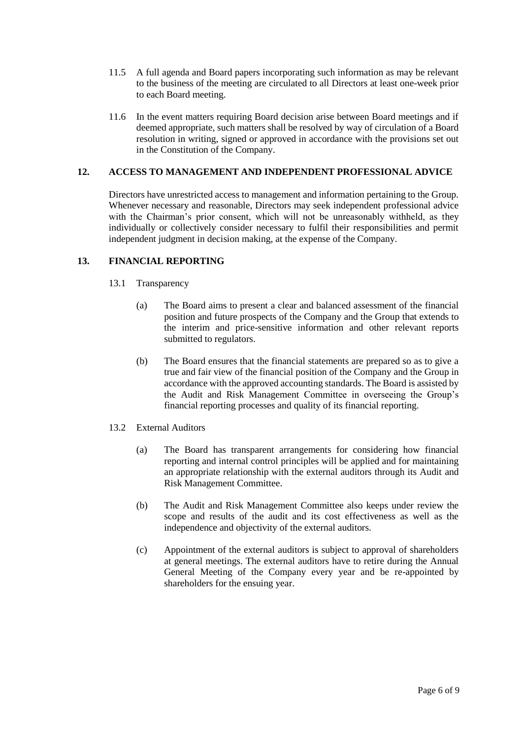11.5 A full agenda and Board papers incorporating such information as may be relevant to the business of the meeting are circulated to all Directors at least one-week prior to each Board meeting.

11.6 In the event matters requiring Board decision arise between Board meetings and if deemed appropriate, such matters shall be resolved by way of circulation of a Board resolution in writing, signed or approved in accordance with the provisions set out in the Constitution of the Company.

## 12. ACCESS TO MANAGEMENT AND INDEPENDENT PROFESSIONAL ADVICE

Directors have unrestricted access to management and information pertaining to the Group. Whenever necessary and reasonable, Directors may seek independent professional advice with the Chairman's prior consent, which will not be unreasonably withheld, as they individually or collectively consider necessary to fulfil their responsibilities and permit independent judgment in decision making, at the expense of the Company.

## 13. FINANCIAL REPORTING

13.1 Transparency

(a) The Board aims to present a clear and balanced assessment of the financial position and future prospects of the Company and the Group that extends to the interim and price-sensitive information and other relevant reports submitted to regulators.

(b) The Board ensures that the financial statements are prepared so as to give a true and fair view of the financial position of the Company and the Group in accordance with the approved accounting standards. The Board is assisted by the Audit and Risk Management Committee in overseeing the Group's financial reporting processes and quality of its financial reporting.

13.2 External Auditors

(a) The Board has transparent arrangements for considering how financial reporting and internal control principles will be applied and for maintaining an appropriate relationship with the external auditors through its Audit and Risk Management Committee.

(b) The Audit and Risk Management Committee also keeps under review the scope and results of the audit and its cost effectiveness as well as the independence and objectivity of the external auditors.

(c) Appointment of the external auditors is subject to approval of shareholders at general meetings. The external auditors have to retire during the Annual General Meeting of the Company every year and be re-appointed by shareholders for the ensuing year.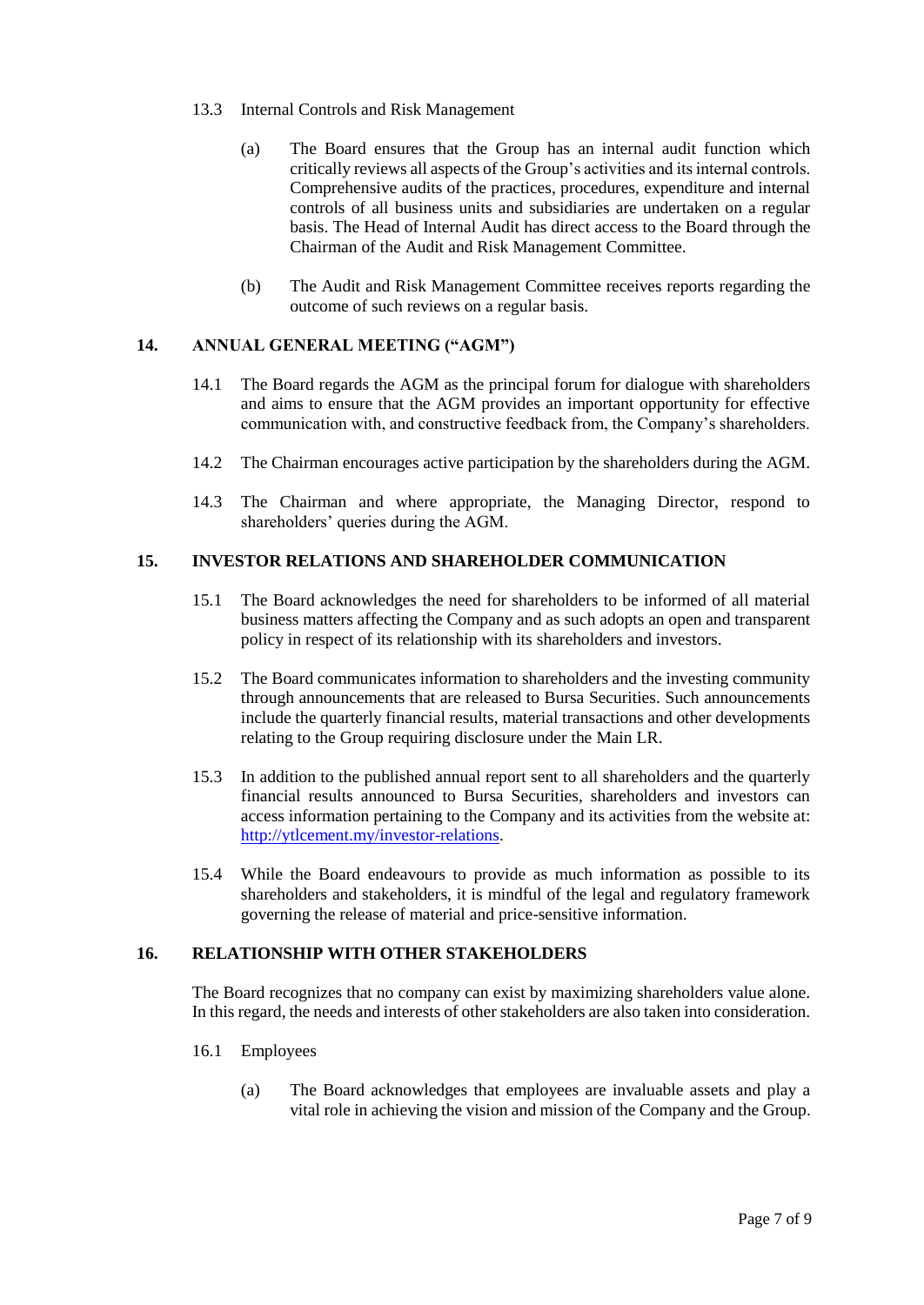13.3 Internal Controls and Risk Management

(a) The Board ensures that the Group has an internal audit function which critically reviews all aspects of the Group's activities and its internal controls. Comprehensive audits of the practices, procedures, expenditure and internal controls of all business units and subsidiaries are undertaken on a regular basis. The Head of Internal Audit has direct access to the Board through the Chairman of the Audit and Risk Management Committee.

(b) The Audit and Risk Management Committee receives reports regarding the outcome of such reviews on a regular basis.

## 14. ANNUAL GENERAL MEETING ("AGM")

14.1 The Board regards the AGM as the principal forum for dialogue with shareholders and aims to ensure that the AGM provides an important opportunity for effective communication with, and constructive feedback from, the Company's shareholders.

14.2 The Chairman encourages active participation by the shareholders during the AGM.

14.3 The Chairman and where appropriate, the Managing Director, respond to shareholders' queries during the AGM.

## 15. INVESTOR RELATIONS AND SHAREHOLDER COMMUNICATION

15.1 The Board acknowledges the need for shareholders to be informed of all material business matters affecting the Company and as such adopts an open and transparent policy in respect of its relationship with its shareholders and investors.

15.2 The Board communicates information to shareholders and the investing community through announcements that are released to Bursa Securities. Such announcements include the quarterly financial results, material transactions and other developments relating to the Group requiring disclosure under the Main LR.

15.3 In addition to the published annual report sent to all shareholders and the quarterly financial results announced to Bursa Securities, shareholders and investors can access information pertaining to the Company and its activities from the website at: [http://ytlcement.my/investor-relations](http://ytlcement.my/investor-relations).

15.4 While the Board endeavours to provide as much information as possible to its shareholders and stakeholders, it is mindful of the legal and regulatory framework governing the release of material and price-sensitive information.

## 16. RELATIONSHIP WITH OTHER STAKEHOLDERS

The Board recognizes that no company can exist by maximizing shareholders value alone. In this regard, the needs and interests of other stakeholders are also taken into consideration.

16.1 Employees

(a) The Board acknowledges that employees are invaluable assets and play a vital role in achieving the vision and mission of the Company and the Group.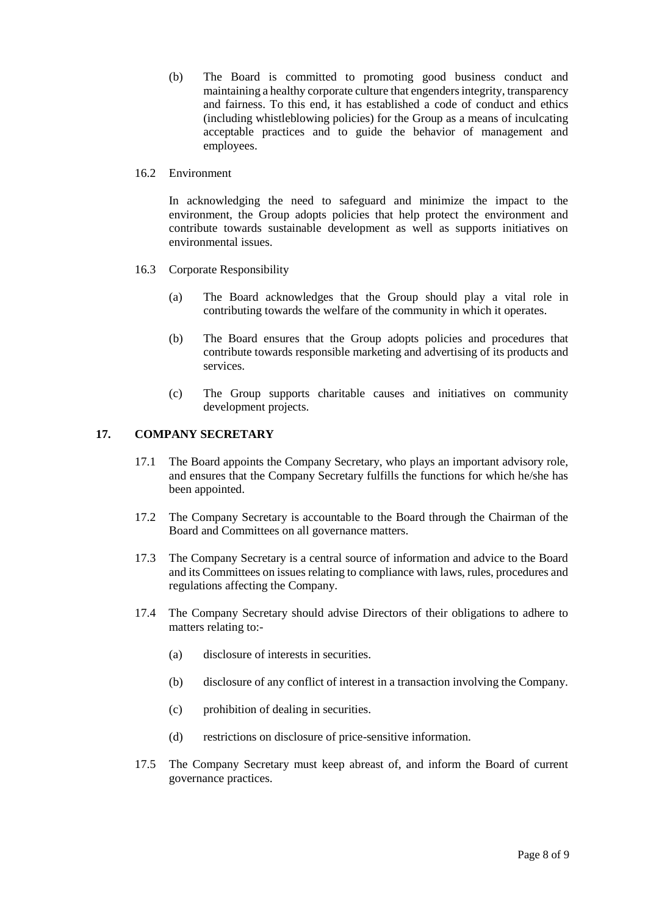(b) The Board is committed to promoting good business conduct and maintaining a healthy corporate culture that engenders integrity, transparency and fairness. To this end, it has established a code of conduct and ethics (including whistleblowing policies) for the Group as a means of inculcating acceptable practices and to guide the behavior of management and employees.

16.2 Environment

In acknowledging the need to safeguard and minimize the impact to the environment, the Group adopts policies that help protect the environment and contribute towards sustainable development as well as supports initiatives on environmental issues.

16.3 Corporate Responsibility

(a) The Board acknowledges that the Group should play a vital role in contributing towards the welfare of the community in which it operates.

(b) The Board ensures that the Group adopts policies and procedures that contribute towards responsible marketing and advertising of its products and services.

(c) The Group supports charitable causes and initiatives on community development projects.

## 17. COMPANY SECRETARY

17.1 The Board appoints the Company Secretary, who plays an important advisory role, and ensures that the Company Secretary fulfills the functions for which he/she has been appointed.

17.2 The Company Secretary is accountable to the Board through the Chairman of the Board and Committees on all governance matters.

17.3 The Company Secretary is a central source of information and advice to the Board and its Committees on issues relating to compliance with laws, rules, procedures and regulations affecting the Company.

17.4 The Company Secretary should advise Directors of their obligations to adhere to matters relating to:-

(a) disclosure of interests in securities.

(b) disclosure of any conflict of interest in a transaction involving the Company.

(c) prohibition of dealing in securities.

(d) restrictions on disclosure of price-sensitive information.

17.5 The Company Secretary must keep abreast of, and inform the Board of current governance practices.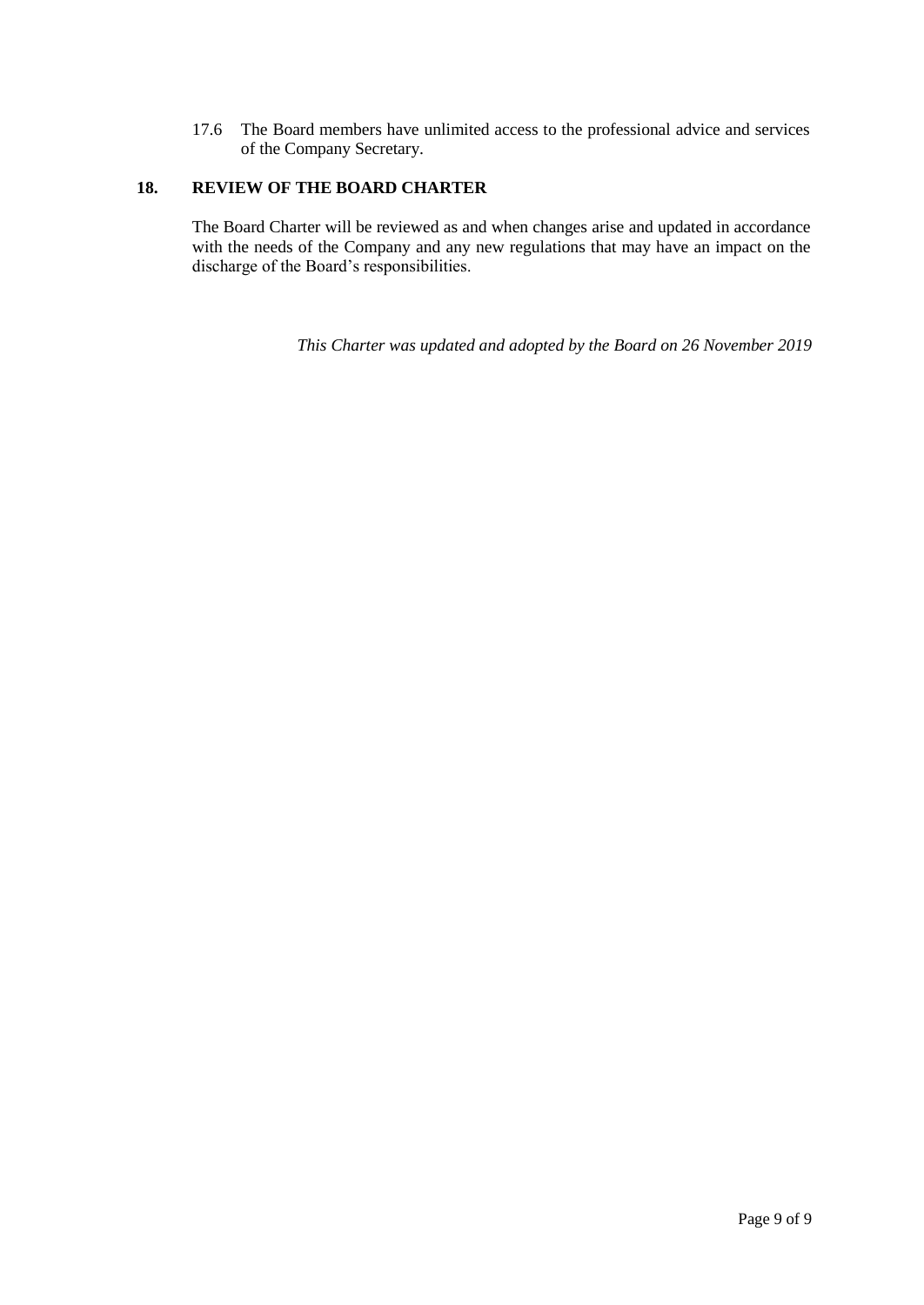17.6 The Board members have unlimited access to the professional advice and services of the Company Secretary.

## 18. REVIEW OF THE BOARD CHARTER

The Board Charter will be reviewed as and when changes arise and updated in accordance with the needs of the Company and any new regulations that may have an impact on the discharge of the Board's responsibilities.

*This Charter was updated and adopted by the Board on 26 November 2019*